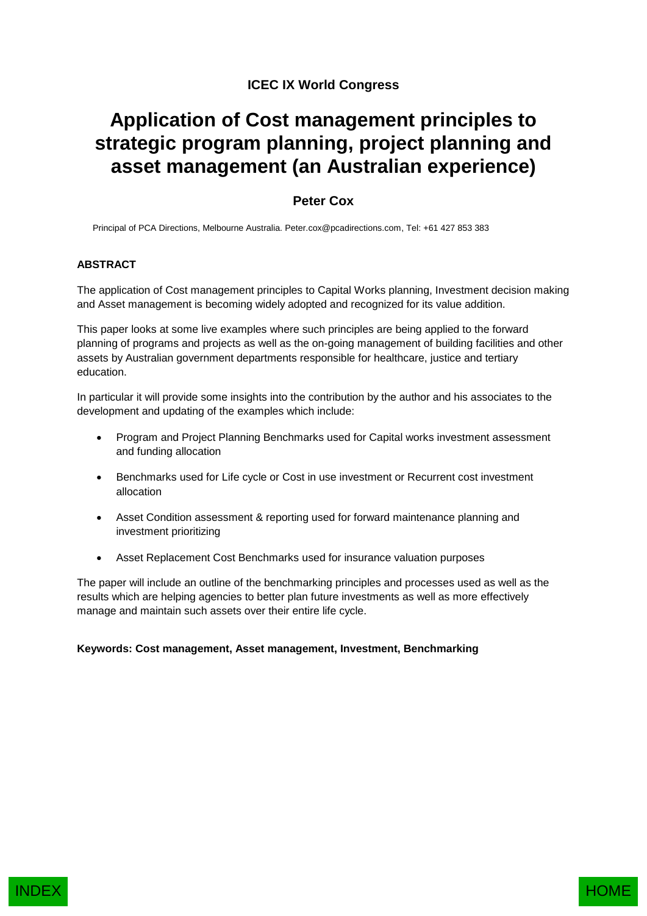**ICEC IX World Congress**

# Application of Cost management principles to strategic program planning, project planning and asset management (an Australian experience)

**Peter Cox**

Principal of PCA Directions, Melbourne Australia. Peter.cox@pcadirections.com, Tel: +61 427 853 383

## ABSTRACT

The application of Cost management principles to Capital Works planning, Investment decision making and Asset management is becoming widely adopted and recognized for its value addition.

This paper looks at some live examples where such principles are being applied to the forward planning of programs and projects as well as the on-going management of building facilities and other assets by Australian government departments responsible for healthcare, justice and tertiary education.

In particular it will provide some insights into the contribution by the author and his associates to the development and updating of the examples which include:

- Program and Project Planning Benchmarks used for Capital works investment assessment and funding allocation
- Benchmarks used for Life cycle or Cost in use investment or Recurrent cost investment allocation
- Asset Condition assessment & reporting used for forward maintenance planning and investment prioritizing
- Asset Replacement Cost Benchmarks used for insurance valuation purposes

The paper will include an outline of the benchmarking principles and processes used as well as the results which are helping agencies to better plan future investments as well as more effectively manage and maintain such assets over their entire life cycle.

**Keywords: Cost management, Asset management, Investment, Benchmarking**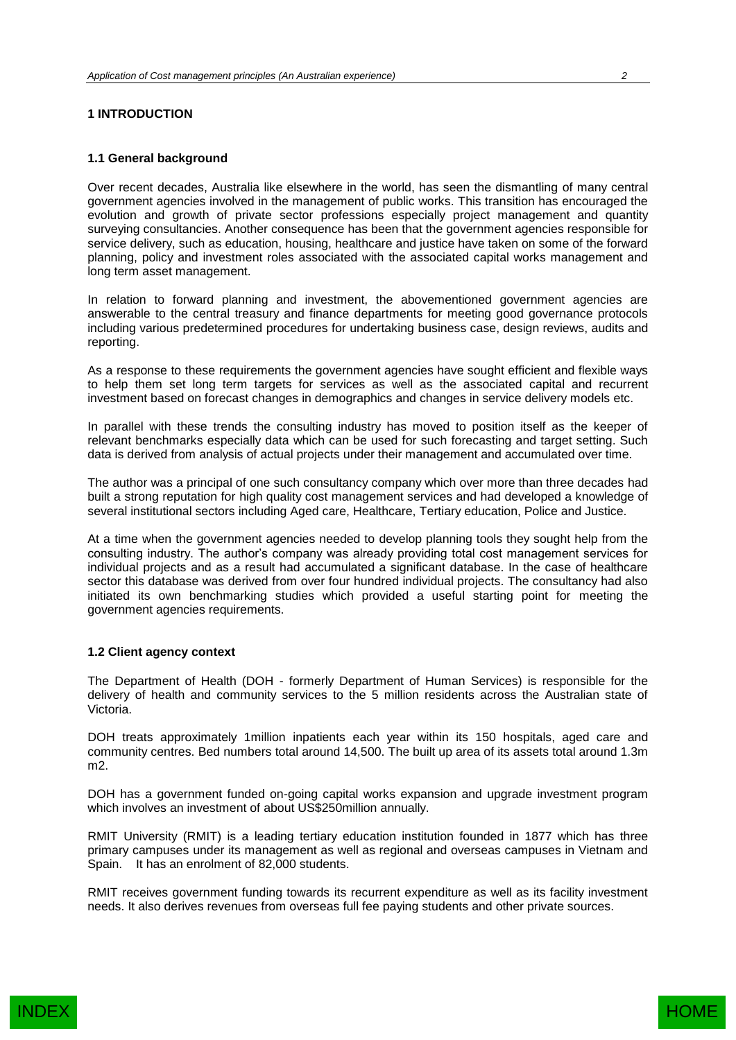# 1 INTRODUCTION

## 1.1 General background

Over recent decades, Australia like elsewhere in the world, has seen the dismantling of many central government agencies involved in the management of public works. This transition has encouraged the evolution and growth of private sector professions especially project management and quantity surveying consultancies. Another consequence has been that the government agencies responsible for service delivery, such as education, housing, healthcare and justice have taken on some of the forward planning, policy and investment roles associated with the associated capital works management and long term asset management.

In relation to forward planning and investment, the abovementioned government agencies are answerable to the central treasury and finance departments for meeting good governance protocols including various predetermined procedures for undertaking business case, design reviews, audits and reporting.

As a response to these requirements the government agencies have sought efficient and flexible ways to help them set long term targets for services as well as the associated capital and recurrent investment based on forecast changes in demographics and changes in service delivery models etc.

In parallel with these trends the consulting industry has moved to position itself as the keeper of relevant benchmarks especially data which can be used for such forecasting and target setting. Such data is derived from analysis of actual projects under their management and accumulated over time.

The author was a principal of one such consultancy company which over more than three decades had built a strong reputation for high quality cost management services and had developed a knowledge of several institutional sectors including Aged care, Healthcare, Tertiary education, Police and Justice.

At a time when the government agencies needed to develop planning tools they sought help from the consulting industry. The author's company was already providing total cost management services for individual projects and as a result had accumulated a significant database. In the case of healthcare sector this database was derived from over four hundred individual projects. The consultancy had also initiated its own benchmarking studies which provided a useful starting point for meeting the government agencies requirements.

## 1.2 Client agency context

The Department of Health (DOH - formerly Department of Human Services) is responsible for the delivery of health and community services to the 5 million residents across the Australian state of Victoria.

DOH treats approximately 1million inpatients each year within its 150 hospitals, aged care and community centres. Bed numbers total around 14,500. The built up area of its assets total around 1.3m m2.

DOH has a government funded on-going capital works expansion and upgrade investment program which involves an investment of about US$250million annually.

RMIT University (RMIT) is a leading tertiary education institution founded in 1877 which has three primary campuses under its management as well as regional and overseas campuses in Vietnam and Spain. It has an enrolment of 82,000 students.

RMIT receives government funding towards its recurrent expenditure as well as its facility investment needs. It also derives revenues from overseas full fee paying students and other private sources.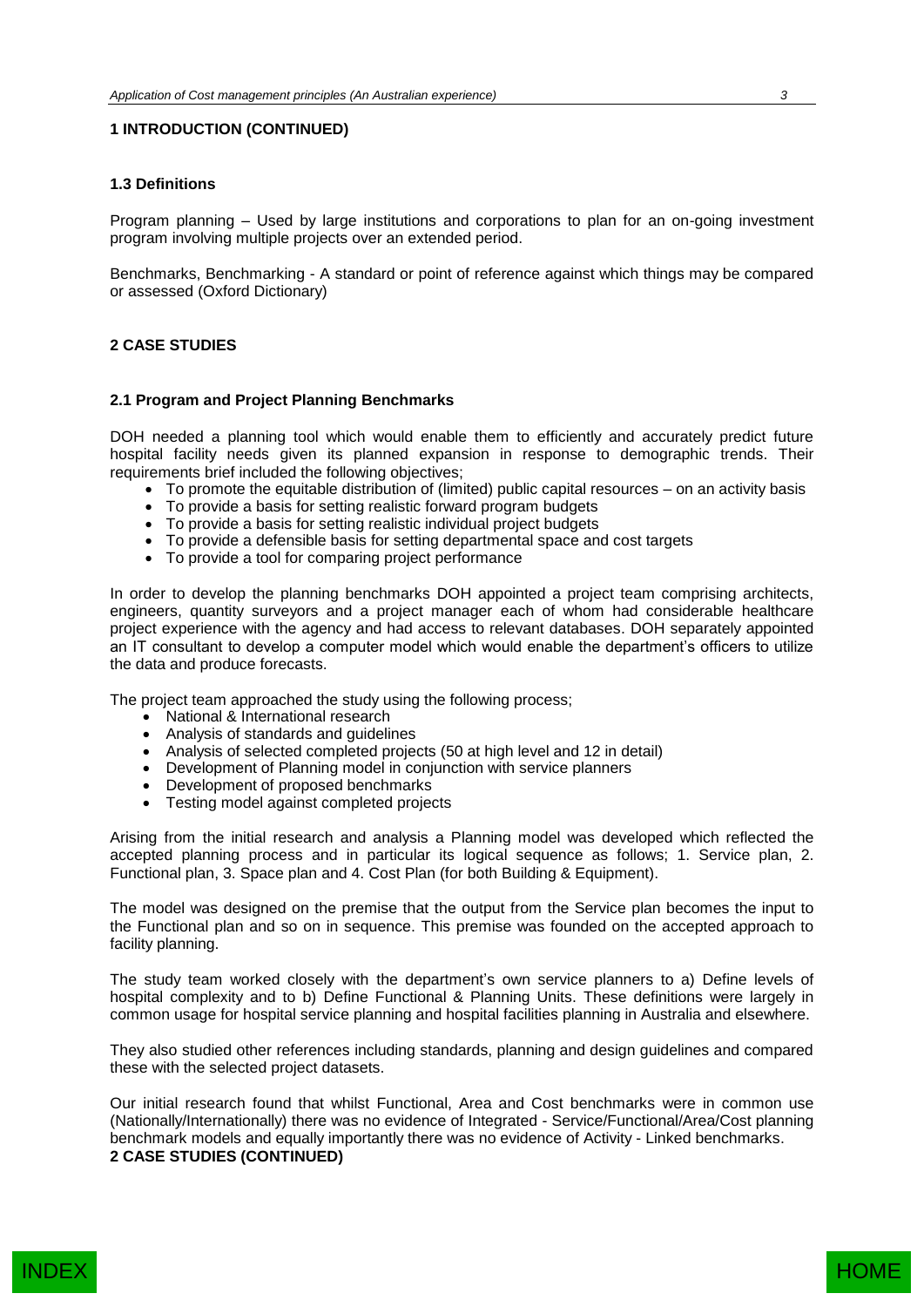## 1 INTRODUCTION (CONTINUED)

### 1.3 Definitions

Program planning – Used by large institutions and corporations to plan for an on-going investment program involving multiple projects over an extended period.

Benchmarks, Benchmarking - A standard or point of reference against which things may be compared or assessed (Oxford Dictionary)

## 2 CASE STUDIES

### 2.1 Program and Project Planning Benchmarks

DOH needed a planning tool which would enable them to efficiently and accurately predict future hospital facility needs given its planned expansion in response to demographic trends. Their requirements brief included the following objectives;

- To promote the equitable distribution of (limited) public capital resources – on an activity basis
- To provide a basis for setting realistic forward program budgets
- To provide a basis for setting realistic individual project budgets
- To provide a defensible basis for setting departmental space and cost targets
- To provide a tool for comparing project performance

In order to develop the planning benchmarks DOH appointed a project team comprising architects, engineers, quantity surveyors and a project manager each of whom had considerable healthcare project experience with the agency and had access to relevant databases. DOH separately appointed an IT consultant to develop a computer model which would enable the department's officers to utilize the data and produce forecasts.

The project team approached the study using the following process;

- National & International research
- Analysis of standards and guidelines
- Analysis of selected completed projects (50 at high level and 12 in detail)
- Development of Planning model in conjunction with service planners
- Development of proposed benchmarks
- Testing model against completed projects

Arising from the initial research and analysis a Planning model was developed which reflected the accepted planning process and in particular its logical sequence as follows; 1. Service plan, 2. Functional plan, 3. Space plan and 4. Cost Plan (for both Building & Equipment).

The model was designed on the premise that the output from the Service plan becomes the input to the Functional plan and so on in sequence. This premise was founded on the accepted approach to facility planning.

The study team worked closely with the department's own service planners to a) Define levels of hospital complexity and to b) Define Functional & Planning Units. These definitions were largely in common usage for hospital service planning and hospital facilities planning in Australia and elsewhere.

They also studied other references including standards, planning and design guidelines and compared these with the selected project datasets.

Our initial research found that whilst Functional, Area and Cost benchmarks were in common use (Nationally/Internationally) there was no evidence of Integrated - Service/Functional/Area/Cost planning benchmark models and equally importantly there was no evidence of Activity - Linked benchmarks.

## 2 CASE STUDIES (CONTINUED)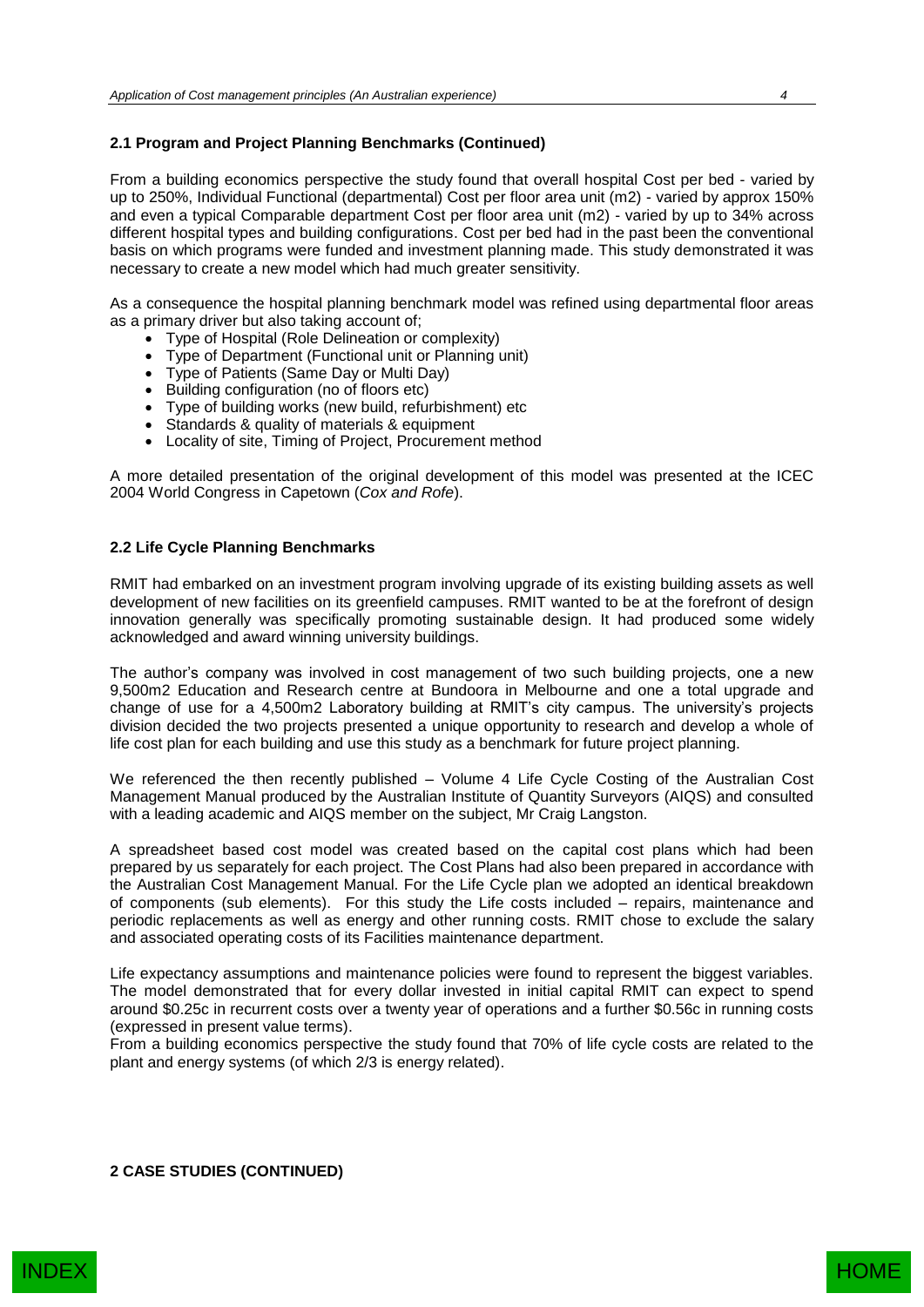**2.1 Program and Project Planning Benchmarks (Continued)**

From a building economics perspective the study found that overall hospital Cost per bed - varied by up to 250%, Individual Functional (departmental) Cost per floor area unit (m2) - varied by approx 150% and even a typical Comparable department Cost per floor area unit (m2) - varied by up to 34% across different hospital types and building configurations. Cost per bed had in the past been the conventional basis on which programs were funded and investment planning made. This study demonstrated it was necessary to create a new model which had much greater sensitivity.

As a consequence the hospital planning benchmark model was refined using departmental floor areas as a primary driver but also taking account of;

- Type of Hospital (Role Delineation or complexity)
- Type of Department (Functional unit or Planning unit)
- Type of Patients (Same Day or Multi Day)
- Building configuration (no of floors etc)
- Type of building works (new build, refurbishment) etc
- Standards & quality of materials & equipment
- Locality of site, Timing of Project, Procurement method

A more detailed presentation of the original development of this model was presented at the ICEC 2004 World Congress in Capetown (*Cox and Rofe*).

**2.2 Life Cycle Planning Benchmarks**

RMIT had embarked on an investment program involving upgrade of its existing building assets as well development of new facilities on its greenfield campuses. RMIT wanted to be at the forefront of design innovation generally was specifically promoting sustainable design. It had produced some widely acknowledged and award winning university buildings.

The author's company was involved in cost management of two such building projects, one a new 9,500m2 Education and Research centre at Bundoora in Melbourne and one a total upgrade and change of use for a 4,500m2 Laboratory building at RMIT's city campus. The university's projects division decided the two projects presented a unique opportunity to research and develop a whole of life cost plan for each building and use this study as a benchmark for future project planning.

We referenced the then recently published – Volume 4 Life Cycle Costing of the Australian Cost Management Manual produced by the Australian Institute of Quantity Surveyors (AIQS) and consulted with a leading academic and AIQS member on the subject, Mr Craig Langston.

A spreadsheet based cost model was created based on the capital cost plans which had been prepared by us separately for each project. The Cost Plans had also been prepared in accordance with the Australian Cost Management Manual. For the Life Cycle plan we adopted an identical breakdown of components (sub elements). For this study the Life costs included – repairs, maintenance and periodic replacements as well as energy and other running costs. RMIT chose to exclude the salary and associated operating costs of its Facilities maintenance department.

Life expectancy assumptions and maintenance policies were found to represent the biggest variables. The model demonstrated that for every dollar invested in initial capital RMIT can expect to spend around $0.25c in recurrent costs over a twenty year of operations and a further $0.56c in running costs (expressed in present value terms).
From a building economics perspective the study found that 70% of life cycle costs are related to the plant and energy systems (of which 2/3 is energy related).

**2 CASE STUDIES (CONTINUED)**

INDEX HOME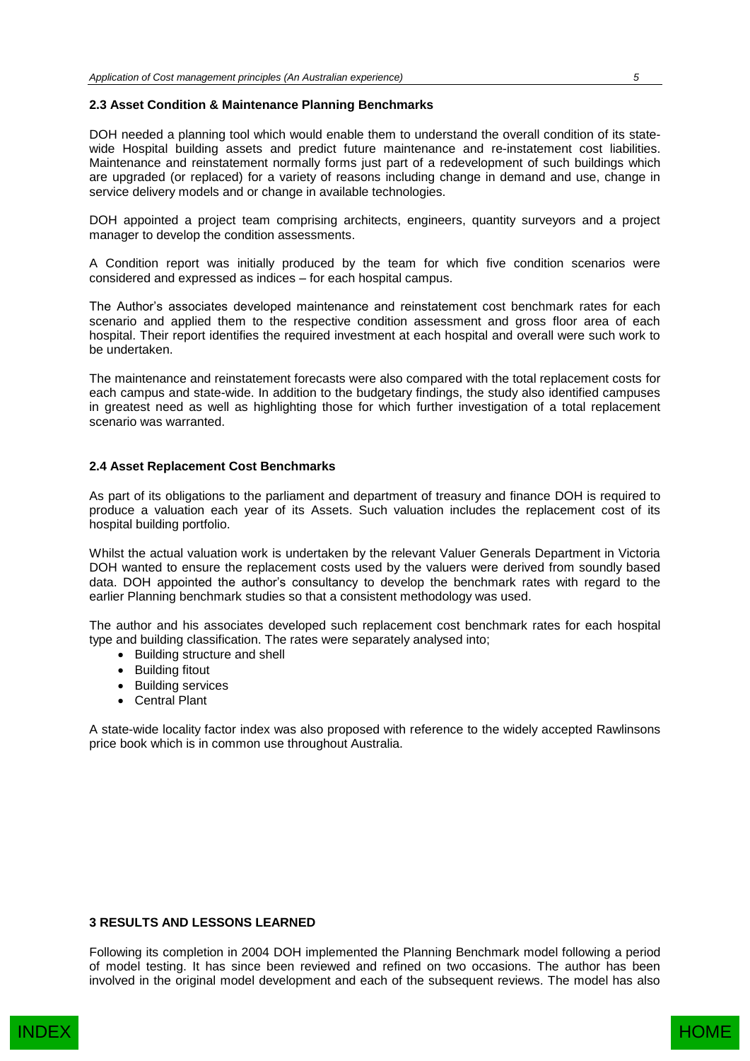### 2.3 Asset Condition & Maintenance Planning Benchmarks

DOH needed a planning tool which would enable them to understand the overall condition of its state-wide Hospital building assets and predict future maintenance and re-instatement cost liabilities. Maintenance and reinstatement normally forms just part of a redevelopment of such buildings which are upgraded (or replaced) for a variety of reasons including change in demand and use, change in service delivery models and or change in available technologies.

DOH appointed a project team comprising architects, engineers, quantity surveyors and a project manager to develop the condition assessments.

A Condition report was initially produced by the team for which five condition scenarios were considered and expressed as indices – for each hospital campus.

The Author's associates developed maintenance and reinstatement cost benchmark rates for each scenario and applied them to the respective condition assessment and gross floor area of each hospital. Their report identifies the required investment at each hospital and overall were such work to be undertaken.

The maintenance and reinstatement forecasts were also compared with the total replacement costs for each campus and state-wide. In addition to the budgetary findings, the study also identified campuses in greatest need as well as highlighting those for which further investigation of a total replacement scenario was warranted.

### 2.4 Asset Replacement Cost Benchmarks

As part of its obligations to the parliament and department of treasury and finance DOH is required to produce a valuation each year of its Assets. Such valuation includes the replacement cost of its hospital building portfolio.

Whilst the actual valuation work is undertaken by the relevant Valuer Generals Department in Victoria DOH wanted to ensure the replacement costs used by the valuers were derived from soundly based data. DOH appointed the author's consultancy to develop the benchmark rates with regard to the earlier Planning benchmark studies so that a consistent methodology was used.

The author and his associates developed such replacement cost benchmark rates for each hospital type and building classification. The rates were separately analysed into;

- Building structure and shell
- Building fitout
- Building services
- Central Plant

A state-wide locality factor index was also proposed with reference to the widely accepted Rawlinsons price book which is in common use throughout Australia.

## 3 RESULTS AND LESSONS LEARNED

Following its completion in 2004 DOH implemented the Planning Benchmark model following a period of model testing. It has since been reviewed and refined on two occasions. The author has been involved in the original model development and each of the subsequent reviews. The model has also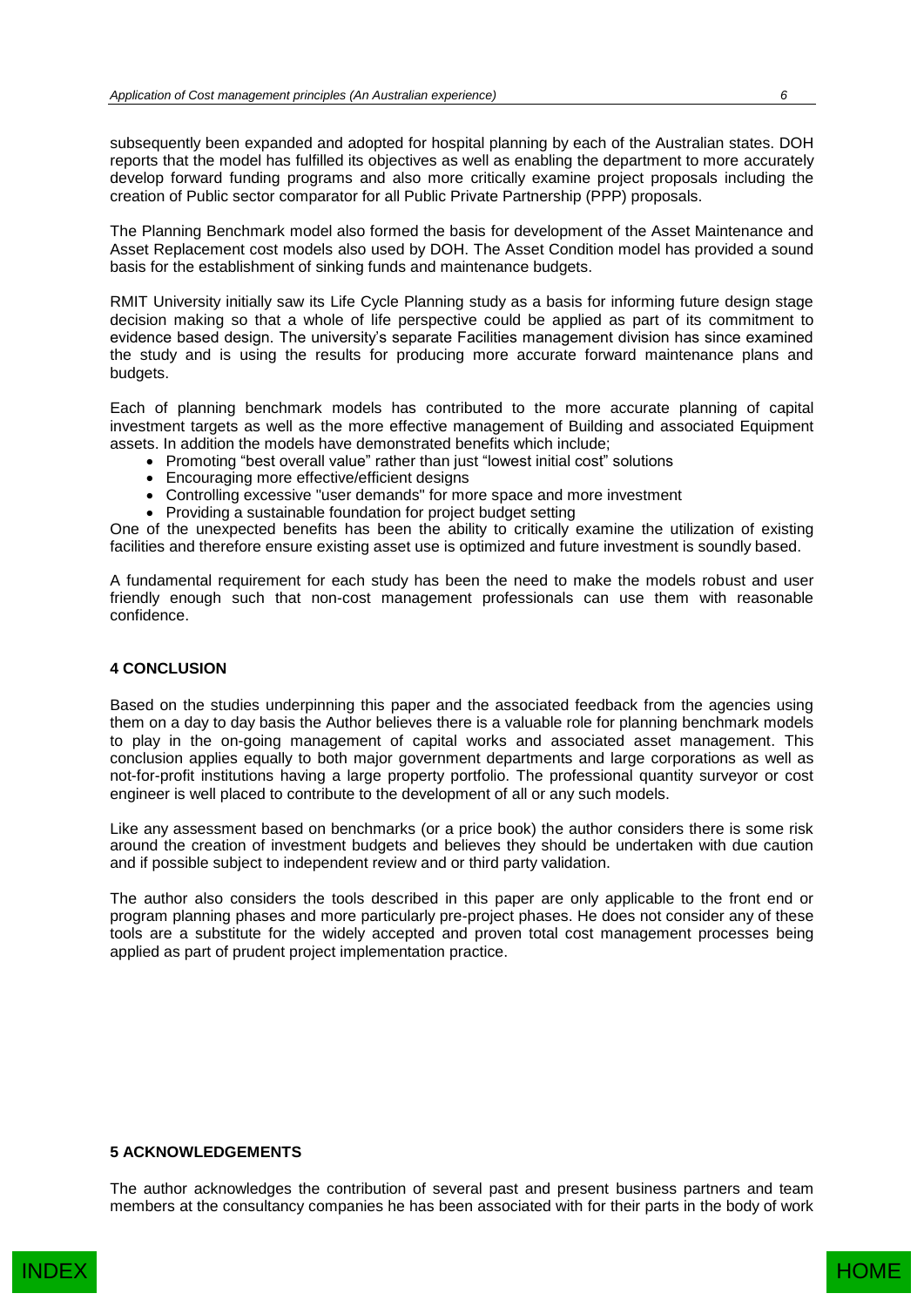subsequently been expanded and adopted for hospital planning by each of the Australian states. DOH reports that the model has fulfilled its objectives as well as enabling the department to more accurately develop forward funding programs and also more critically examine project proposals including the creation of Public sector comparator for all Public Private Partnership (PPP) proposals.

The Planning Benchmark model also formed the basis for development of the Asset Maintenance and Asset Replacement cost models also used by DOH. The Asset Condition model has provided a sound basis for the establishment of sinking funds and maintenance budgets.

RMIT University initially saw its Life Cycle Planning study as a basis for informing future design stage decision making so that a whole of life perspective could be applied as part of its commitment to evidence based design. The university's separate Facilities management division has since examined the study and is using the results for producing more accurate forward maintenance plans and budgets.

Each of planning benchmark models has contributed to the more accurate planning of capital investment targets as well as the more effective management of Building and associated Equipment assets. In addition the models have demonstrated benefits which include;

- Promoting "best overall value" rather than just "lowest initial cost" solutions
- Encouraging more effective/efficient designs
- Controlling excessive "user demands" for more space and more investment
- Providing a sustainable foundation for project budget setting

One of the unexpected benefits has been the ability to critically examine the utilization of existing facilities and therefore ensure existing asset use is optimized and future investment is soundly based.

A fundamental requirement for each study has been the need to make the models robust and user friendly enough such that non-cost management professionals can use them with reasonable confidence.

## 4 CONCLUSION

Based on the studies underpinning this paper and the associated feedback from the agencies using them on a day to day basis the Author believes there is a valuable role for planning benchmark models to play in the on-going management of capital works and associated asset management. This conclusion applies equally to both major government departments and large corporations as well as not-for-profit institutions having a large property portfolio. The professional quantity surveyor or cost engineer is well placed to contribute to the development of all or any such models.

Like any assessment based on benchmarks (or a price book) the author considers there is some risk around the creation of investment budgets and believes they should be undertaken with due caution and if possible subject to independent review and or third party validation.

The author also considers the tools described in this paper are only applicable to the front end or program planning phases and more particularly pre-project phases. He does not consider any of these tools are a substitute for the widely accepted and proven total cost management processes being applied as part of prudent project implementation practice.

## 5 ACKNOWLEDGEMENTS

The author acknowledges the contribution of several past and present business partners and team members at the consultancy companies he has been associated with for their parts in the body of work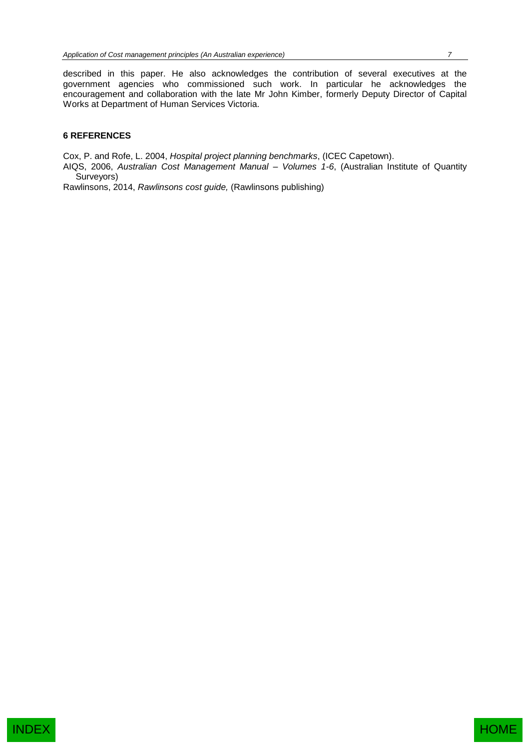described in this paper. He also acknowledges the contribution of several executives at the government agencies who commissioned such work. In particular he acknowledges the encouragement and collaboration with the late Mr John Kimber, formerly Deputy Director of Capital Works at Department of Human Services Victoria.

## 6 REFERENCES

Cox, P. and Rofe, L. 2004, *Hospital project planning benchmarks*, (ICEC Capetown).

AIQS, 2006, *Australian Cost Management Manual – Volumes 1-6*, (Australian Institute of Quantity Surveyors)

Rawlinsons, 2014, *Rawlinsons cost guide,* (Rawlinsons publishing)

INDEX

HOME